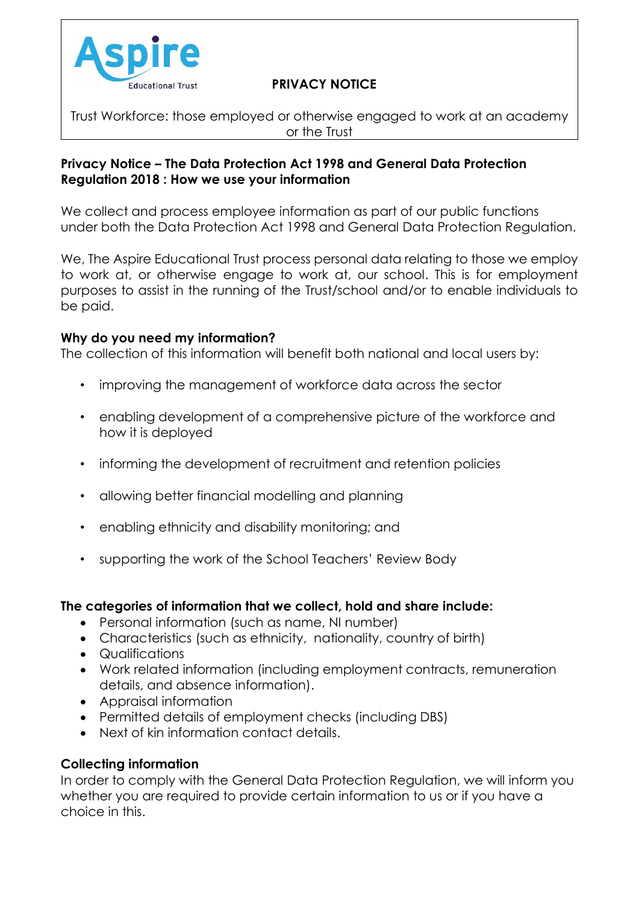Aspire Educational Trust

**PRIVACY NOTICE**

Trust Workforce: those employed or otherwise engaged to work at an academy or the Trust

## Privacy Notice – The Data Protection Act 1998 and General Data Protection Regulation 2018 : How we use your information

We collect and process employee information as part of our public functions under both the Data Protection Act 1998 and General Data Protection Regulation.

We, The Aspire Educational Trust process personal data relating to those we employ to work at, or otherwise engage to work at, our school. This is for employment purposes to assist in the running of the Trust/school and/or to enable individuals to be paid.

### Why do you need my information?

The collection of this information will benefit both national and local users by:

- improving the management of workforce data across the sector
- enabling development of a comprehensive picture of the workforce and how it is deployed
- informing the development of recruitment and retention policies
- allowing better financial modelling and planning
- enabling ethnicity and disability monitoring; and
- supporting the work of the School Teachers' Review Body

### The categories of information that we collect, hold and share include:

- Personal information (such as name, NI number)
- Characteristics (such as ethnicity, nationality, country of birth)
- Qualifications
- Work related information (including employment contracts, remuneration details, and absence information).
- Appraisal information
- Permitted details of employment checks (including DBS)
- Next of kin information contact details.

### Collecting information

In order to comply with the General Data Protection Regulation, we will inform you whether you are required to provide certain information to us or if you have a choice in this.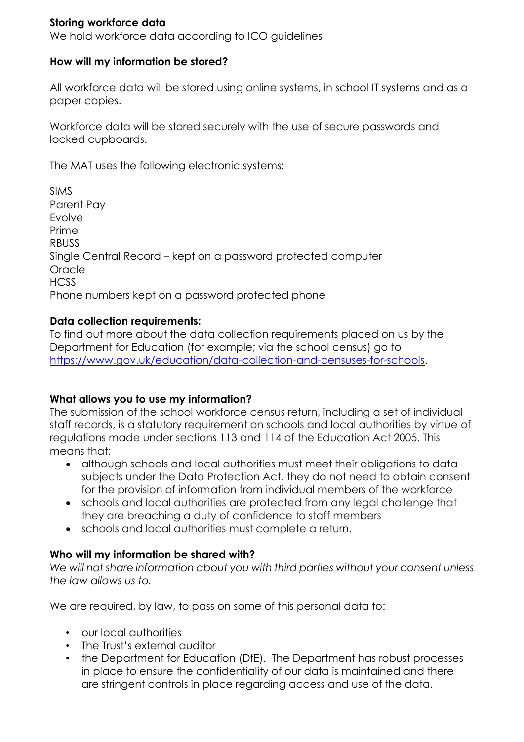**Storing workforce data**
We hold workforce data according to ICO guidelines

**How will my information be stored?**

All workforce data will be stored using online systems, in school IT systems and as a paper copies.

Workforce data will be stored securely with the use of secure passwords and locked cupboards.

The MAT uses the following electronic systems:

SIMS
Parent Pay
Evolve
Prime
RBUSS
Single Central Record – kept on a password protected computer
Oracle
HCSS
Phone numbers kept on a password protected phone

**Data collection requirements:**
To find out more about the data collection requirements placed on us by the Department for Education (for example; via the school census) go to https://www.gov.uk/education/data-collection-and-censuses-for-schools.

**What allows you to use my information?**
The submission of the school workforce census return, including a set of individual staff records, is a statutory requirement on schools and local authorities by virtue of regulations made under sections 113 and 114 of the Education Act 2005. This means that:

- although schools and local authorities must meet their obligations to data subjects under the Data Protection Act, they do not need to obtain consent for the provision of information from individual members of the workforce
- schools and local authorities are protected from any legal challenge that they are breaching a duty of confidence to staff members
- schools and local authorities must complete a return.

**Who will my information be shared with?**
*We will not share information about you with third parties without your consent unless the law allows us to.*

We are required, by law, to pass on some of this personal data to:

- our local authorities
- The Trust's external auditor
- the Department for Education (DfE). The Department has robust processes in place to ensure the confidentiality of our data is maintained and there are stringent controls in place regarding access and use of the data.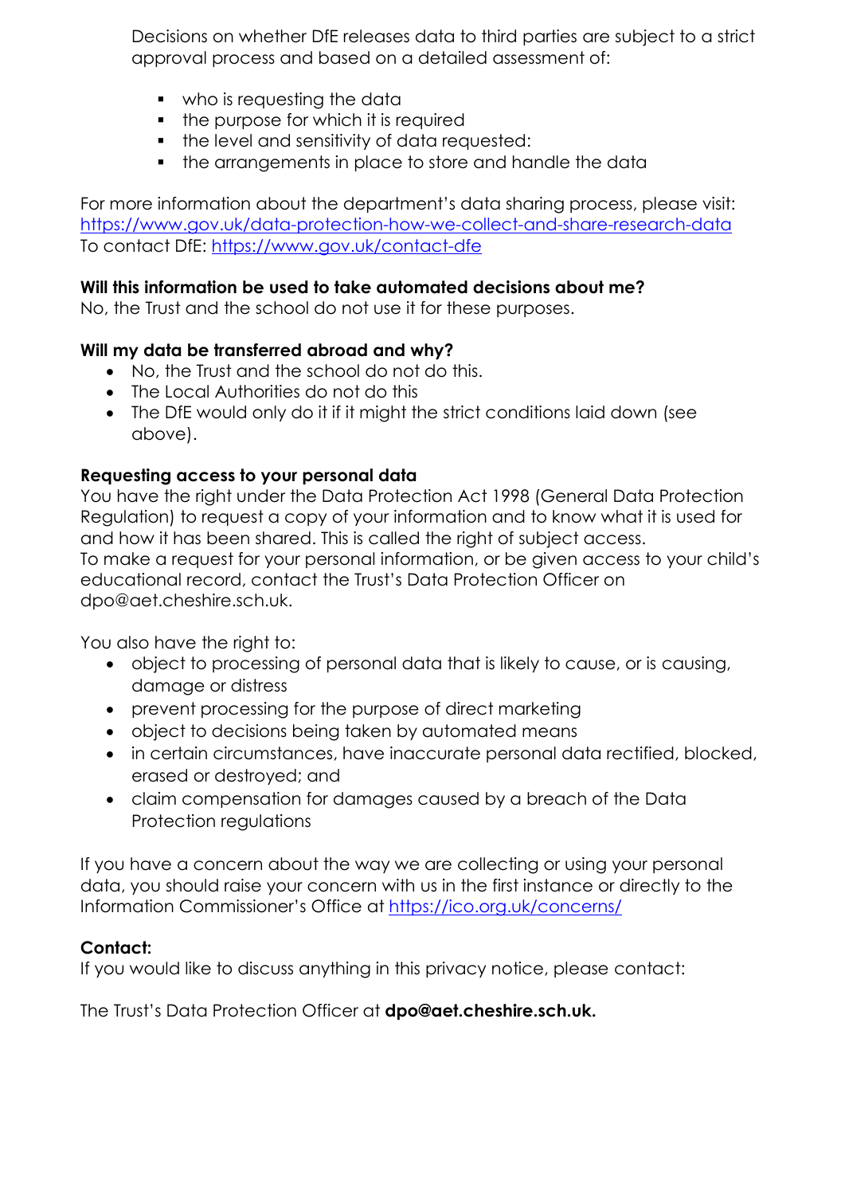Decisions on whether DfE releases data to third parties are subject to a strict approval process and based on a detailed assessment of:

- who is requesting the data
- the purpose for which it is required
- the level and sensitivity of data requested:
- the arrangements in place to store and handle the data

For more information about the department's data sharing process, please visit: https://www.gov.uk/data-protection-how-we-collect-and-share-research-data
To contact DfE: https://www.gov.uk/contact-dfe

**Will this information be used to take automated decisions about me?**
No, the Trust and the school do not use it for these purposes.

**Will my data be transferred abroad and why?**

- No, the Trust and the school do not do this.
- The Local Authorities do not do this
- The DfE would only do it if it might the strict conditions laid down (see above).

**Requesting access to your personal data**
You have the right under the Data Protection Act 1998 (General Data Protection Regulation) to request a copy of your information and to know what it is used for and how it has been shared. This is called the right of subject access.
To make a request for your personal information, or be given access to your child's educational record, contact the Trust's Data Protection Officer on dpo@aet.cheshire.sch.uk.

You also have the right to:

- object to processing of personal data that is likely to cause, or is causing, damage or distress
- prevent processing for the purpose of direct marketing
- object to decisions being taken by automated means
- in certain circumstances, have inaccurate personal data rectified, blocked, erased or destroyed; and
- claim compensation for damages caused by a breach of the Data Protection regulations

If you have a concern about the way we are collecting or using your personal data, you should raise your concern with us in the first instance or directly to the Information Commissioner's Office at https://ico.org.uk/concerns/

**Contact:**
If you would like to discuss anything in this privacy notice, please contact:

The Trust's Data Protection Officer at **dpo@aet.cheshire.sch.uk.**